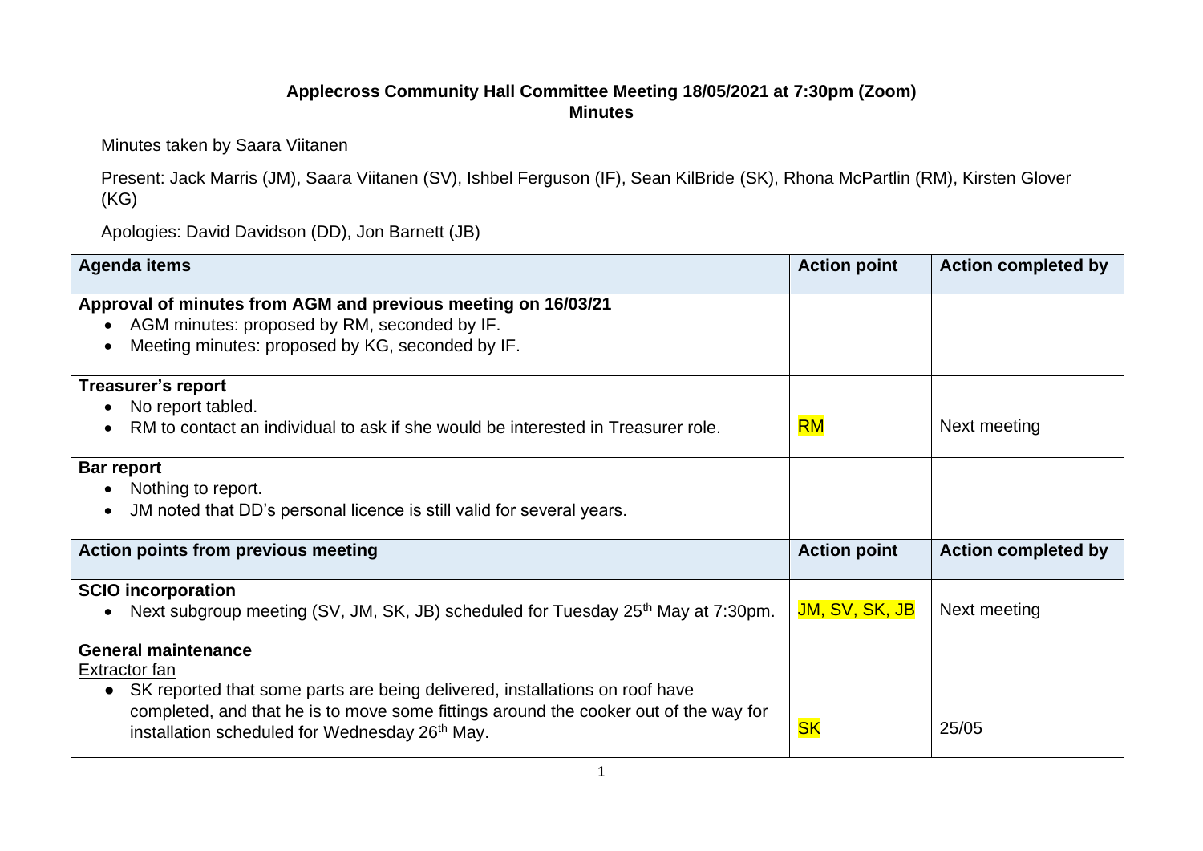**Applecross Community Hall Committee Meeting 18/05/2021 at 7:30pm (Zoom)**
**Minutes**

Minutes taken by Saara Viitanen

Present: Jack Marris (JM), Saara Viitanen (SV), Ishbel Ferguson (IF), Sean KilBride (SK), Rhona McPartlin (RM), Kirsten Glover (KG)

Apologies: David Davidson (DD), Jon Barnett (JB)

| Agenda items | Action point | Action completed by |
|---|---|---|
| **Approval of minutes from AGM and previous meeting on 16/03/21**<br>• AGM minutes: proposed by RM, seconded by IF.<br>• Meeting minutes: proposed by KG, seconded by IF. | | |
| **Treasurer's report**<br>• No report tabled.<br>• RM to contact an individual to ask if she would be interested in Treasurer role. | RM | Next meeting |
| **Bar report**<br>• Nothing to report.<br>• JM noted that DD's personal licence is still valid for several years. | | |
| **Action points from previous meeting** | **Action point** | **Action completed by** |
| **SCIO incorporation**<br>• Next subgroup meeting (SV, JM, SK, JB) scheduled for Tuesday 25th May at 7:30pm. | JM, SV, SK, JB | Next meeting |
| **General maintenance**<br>Extractor fan<br>• SK reported that some parts are being delivered, installations on roof have completed, and that he is to move some fittings around the cooker out of the way for installation scheduled for Wednesday 26th May. | SK | 25/05 |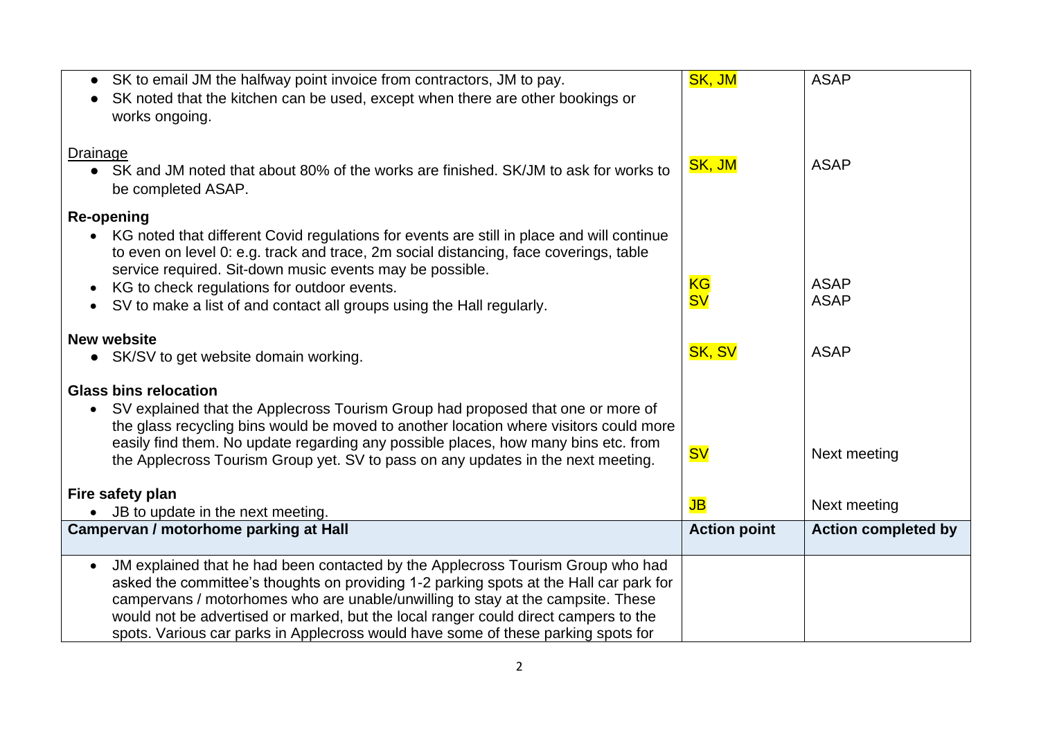| | | |
|---|---|---|
| • SK to email JM the halfway point invoice from contractors, JM to pay.<br>• SK noted that the kitchen can be used, except when there are other bookings or works ongoing.<br><br>Drainage<br>• SK and JM noted that about 80% of the works are finished. SK/JM to ask for works to be completed ASAP.<br><br>**Re-opening**<br>• KG noted that different Covid regulations for events are still in place and will continue to even on level 0: e.g. track and trace, 2m social distancing, face coverings, table service required. Sit-down music events may be possible.<br>• KG to check regulations for outdoor events.<br>• SV to make a list of and contact all groups using the Hall regularly.<br><br>**New website**<br>• SK/SV to get website domain working.<br><br>**Glass bins relocation**<br>• SV explained that the Applecross Tourism Group had proposed that one or more of the glass recycling bins would be moved to another location where visitors could more easily find them. No update regarding any possible places, how many bins etc. from the Applecross Tourism Group yet. SV to pass on any updates in the next meeting.<br><br>**Fire safety plan**<br>• JB to update in the next meeting. | SK, JM<br><br><br><br>SK, JM<br><br><br><br><br><br>KG<br>SV<br><br><br>SK, SV<br><br><br><br><br><br>SV<br><br><br>JB | ASAP<br><br><br><br>ASAP<br><br><br><br><br><br>ASAP<br>ASAP<br><br><br>ASAP<br><br><br><br><br><br>Next meeting<br><br><br>Next meeting |
| **Campervan / motorhome parking at Hall** | **Action point** | **Action completed by** |
| • JM explained that he had been contacted by the Applecross Tourism Group who had asked the committee's thoughts on providing 1-2 parking spots at the Hall car park for campervans / motorhomes who are unable/unwilling to stay at the campsite. These would not be advertised or marked, but the local ranger could direct campers to the spots. Various car parks in Applecross would have some of these parking spots for | | |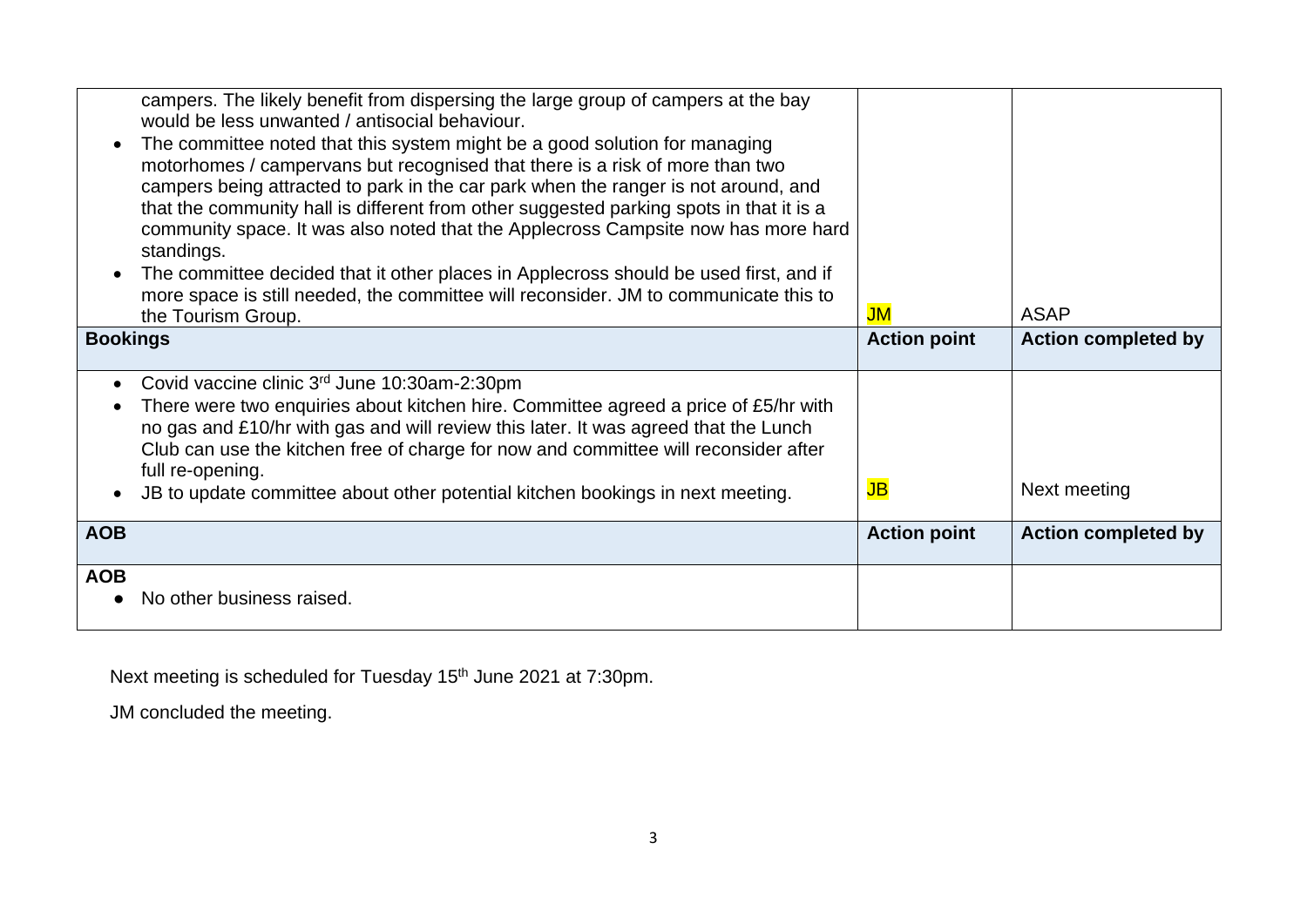| | | |
|---|---|---|
| campers. The likely benefit from dispersing the large group of campers at the bay would be less unwanted / antisocial behaviour.<br>• The committee noted that this system might be a good solution for managing motorhomes / campervans but recognised that there is a risk of more than two campers being attracted to park in the car park when the ranger is not around, and that the community hall is different from other suggested parking spots in that it is a community space. It was also noted that the Applecross Campsite now has more hard standings.<br>• The committee decided that it other places in Applecross should be used first, and if more space is still needed, the committee will reconsider. JM to communicate this to the Tourism Group. | JM | ASAP |
| **Bookings** | **Action point** | **Action completed by** |
| • Covid vaccine clinic 3rd June 10:30am-2:30pm<br>• There were two enquiries about kitchen hire. Committee agreed a price of £5/hr with no gas and £10/hr with gas and will review this later. It was agreed that the Lunch Club can use the kitchen free of charge for now and committee will reconsider after full re-opening.<br>• JB to update committee about other potential kitchen bookings in next meeting. | JB | Next meeting |
| **AOB** | **Action point** | **Action completed by** |
| **AOB**<br>• No other business raised. | | |

Next meeting is scheduled for Tuesday 15th June 2021 at 7:30pm.

JM concluded the meeting.